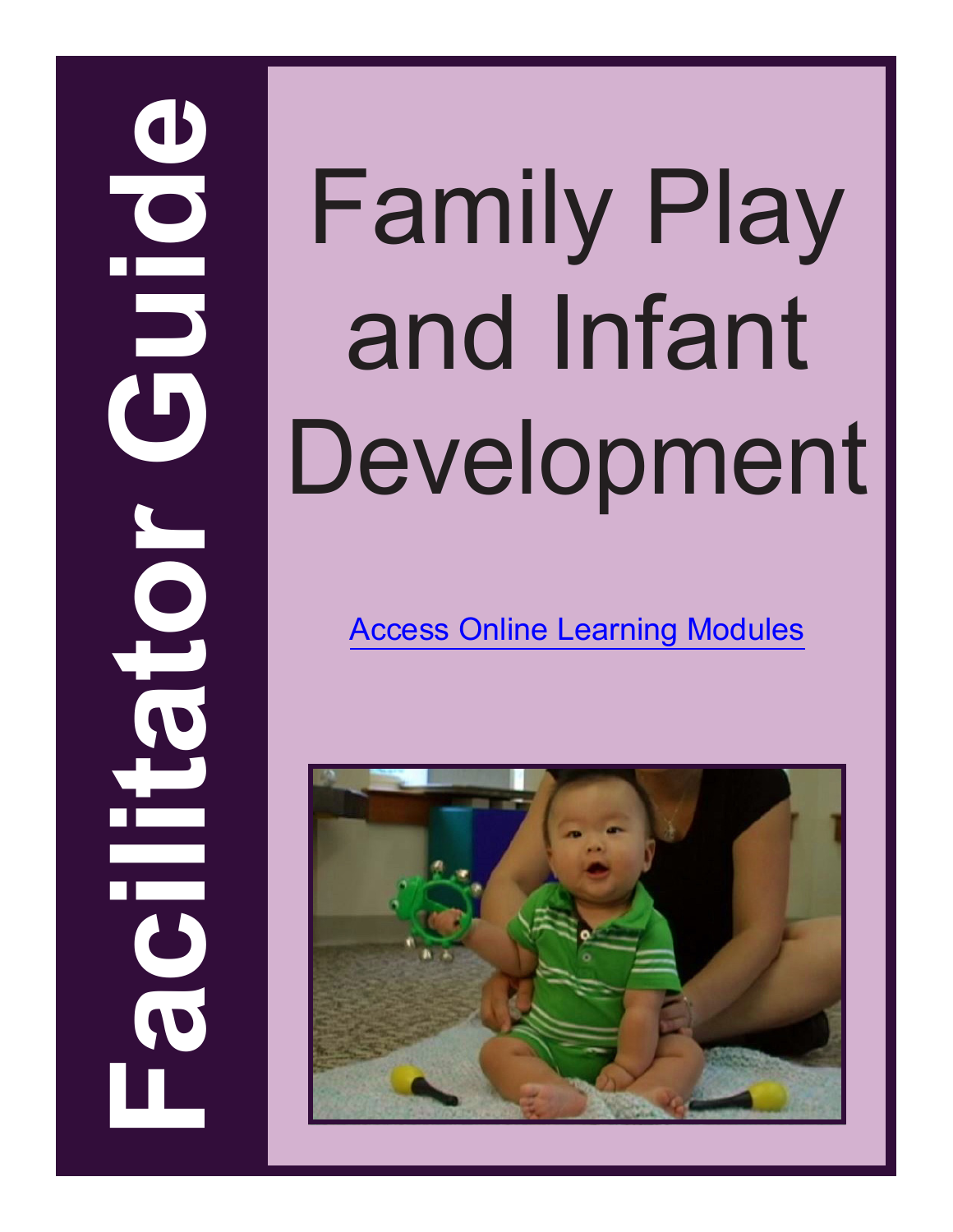# Facilitator Guide

# Family Play and Infant Development

Access Online Learning Modules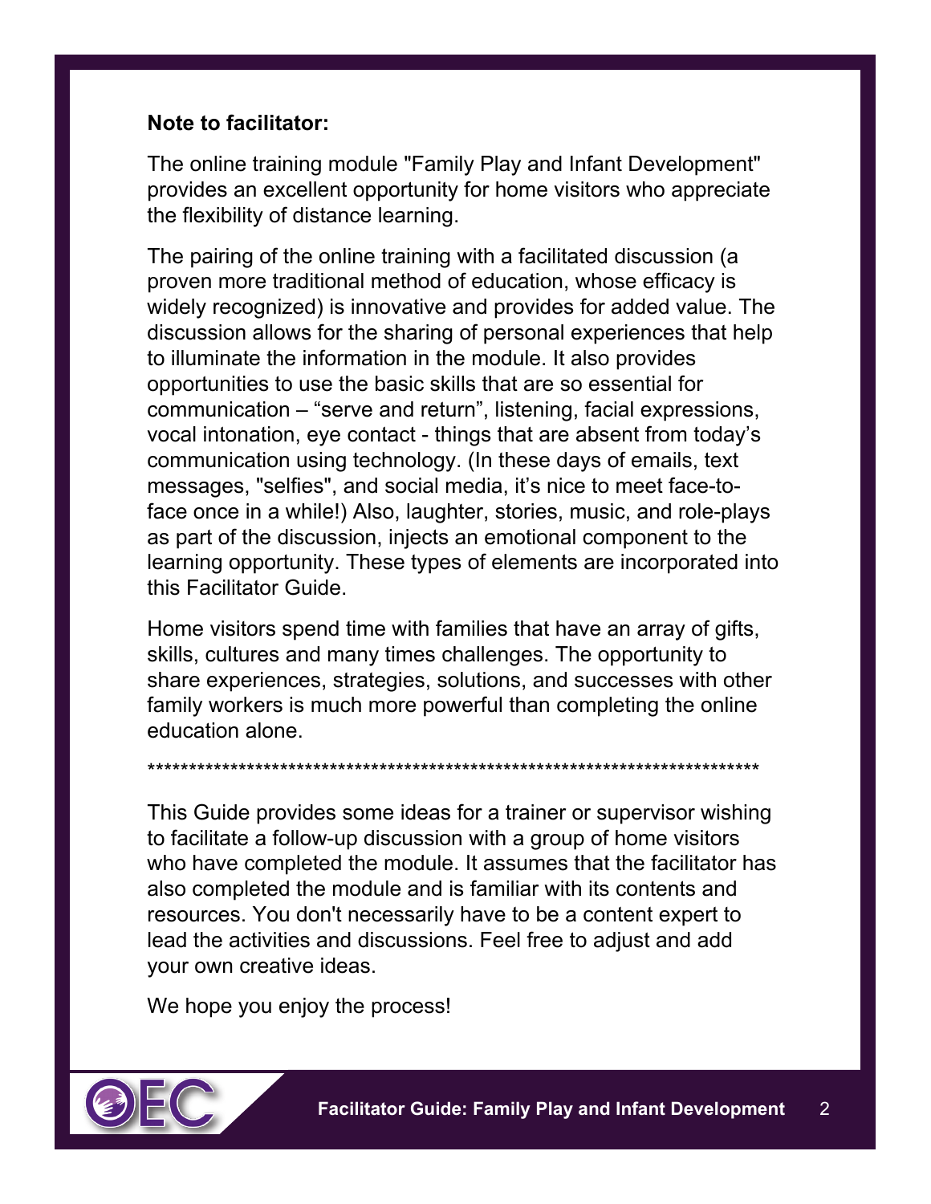**Note to facilitator:**

The online training module "Family Play and Infant Development" provides an excellent opportunity for home visitors who appreciate the flexibility of distance learning.

The pairing of the online training with a facilitated discussion (a proven more traditional method of education, whose efficacy is widely recognized) is innovative and provides for added value. The discussion allows for the sharing of personal experiences that help to illuminate the information in the module. It also provides opportunities to use the basic skills that are so essential for communication – "serve and return", listening, facial expressions, vocal intonation, eye contact - things that are absent from today's communication using technology. (In these days of emails, text messages, "selfies", and social media, it's nice to meet face-to-face once in a while!) Also, laughter, stories, music, and role-plays as part of the discussion, injects an emotional component to the learning opportunity. These types of elements are incorporated into this Facilitator Guide.

Home visitors spend time with families that have an array of gifts, skills, cultures and many times challenges. The opportunity to share experiences, strategies, solutions, and successes with other family workers is much more powerful than completing the online education alone.

******************************************************************************

This Guide provides some ideas for a trainer or supervisor wishing to facilitate a follow-up discussion with a group of home visitors who have completed the module. It assumes that the facilitator has also completed the module and is familiar with its contents and resources. You don't necessarily have to be a content expert to lead the activities and discussions. Feel free to adjust and add your own creative ideas.

We hope you enjoy the process!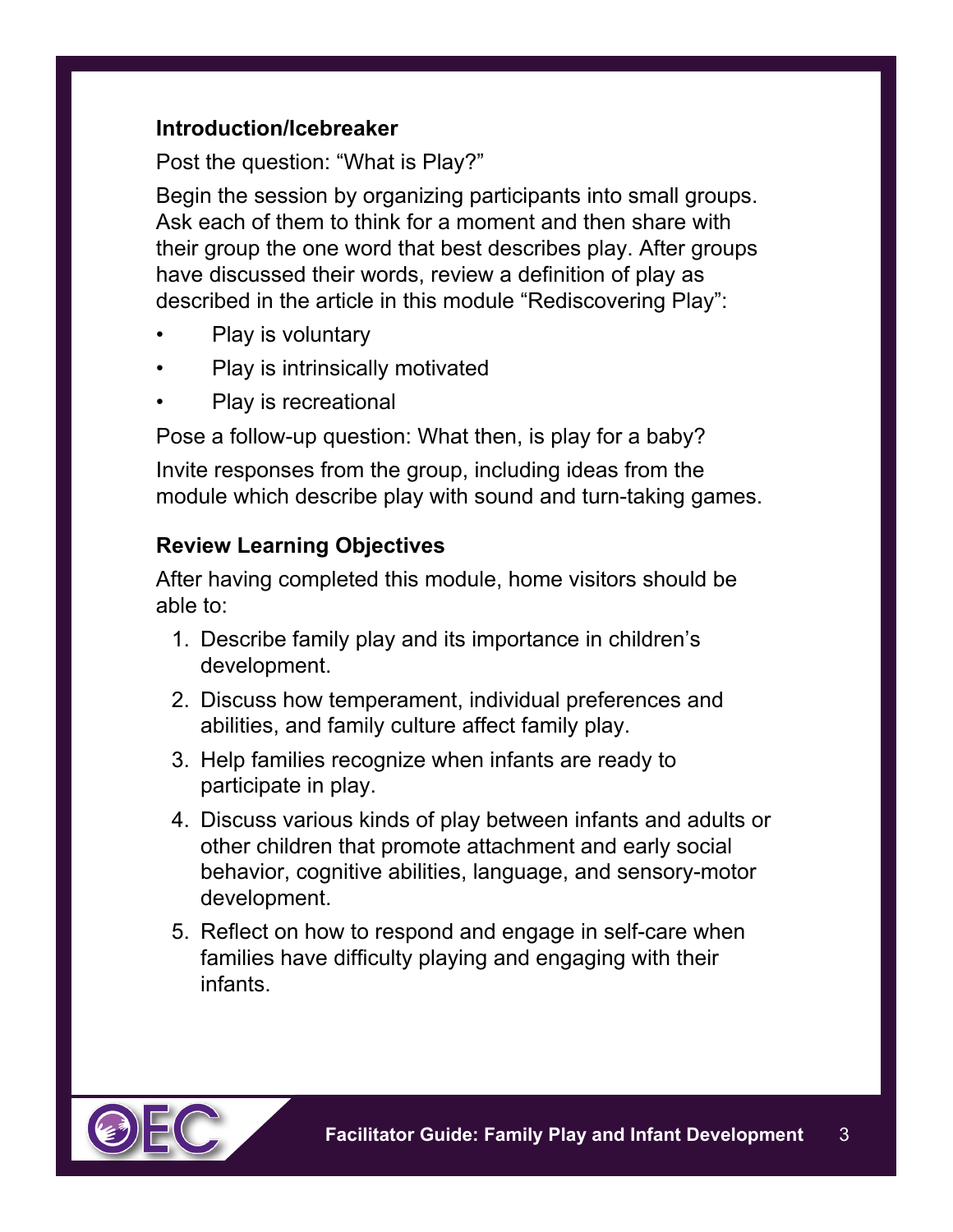### Introduction/Icebreaker

Post the question: “What is Play?”

Begin the session by organizing participants into small groups. Ask each of them to think for a moment and then share with their group the one word that best describes play. After groups have discussed their words, review a definition of play as described in the article in this module “Rediscovering Play”:

- Play is voluntary
- Play is intrinsically motivated
- Play is recreational

Pose a follow-up question: What then, is play for a baby?

Invite responses from the group, including ideas from the module which describe play with sound and turn-taking games.

### Review Learning Objectives

After having completed this module, home visitors should be able to:

1. Describe family play and its importance in children’s development.
2. Discuss how temperament, individual preferences and abilities, and family culture affect family play.
3. Help families recognize when infants are ready to participate in play.
4. Discuss various kinds of play between infants and adults or other children that promote attachment and early social behavior, cognitive abilities, language, and sensory-motor development.
5. Reflect on how to respond and engage in self-care when families have difficulty playing and engaging with their infants.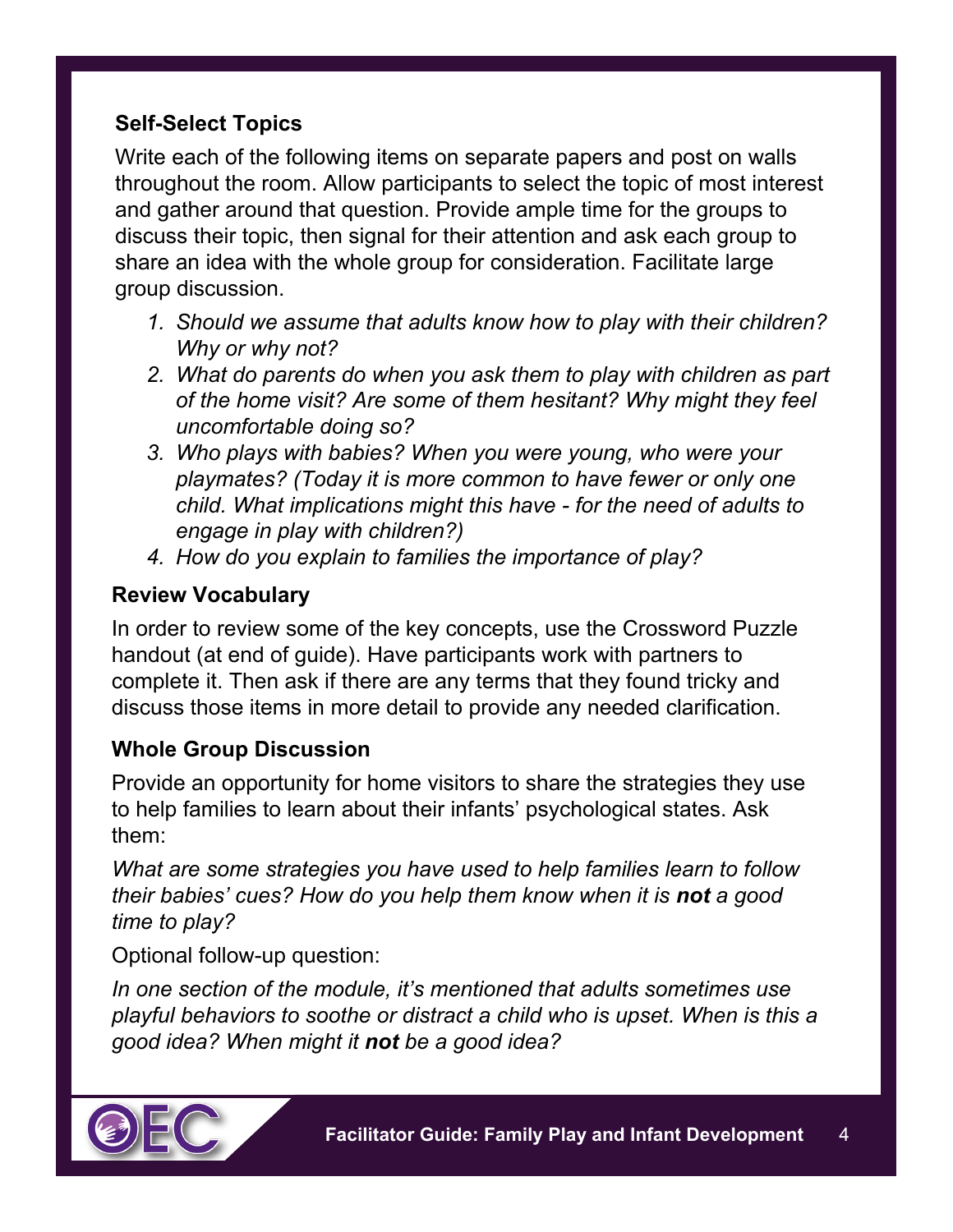### Self-Select Topics

Write each of the following items on separate papers and post on walls throughout the room. Allow participants to select the topic of most interest and gather around that question. Provide ample time for the groups to discuss their topic, then signal for their attention and ask each group to share an idea with the whole group for consideration. Facilitate large group discussion.

1. *Should we assume that adults know how to play with their children? Why or why not?*
2. *What do parents do when you ask them to play with children as part of the home visit? Are some of them hesitant? Why might they feel uncomfortable doing so?*
3. *Who plays with babies? When you were young, who were your playmates? (Today it is more common to have fewer or only one child. What implications might this have - for the need of adults to engage in play with children?)*
4. *How do you explain to families the importance of play?*

### Review Vocabulary

In order to review some of the key concepts, use the Crossword Puzzle handout (at end of guide). Have participants work with partners to complete it. Then ask if there are any terms that they found tricky and discuss those items in more detail to provide any needed clarification.

### Whole Group Discussion

Provide an opportunity for home visitors to share the strategies they use to help families to learn about their infants' psychological states. Ask them:

*What are some strategies you have used to help families learn to follow their babies' cues? How do you help them know when it is **not** a good time to play?*

Optional follow-up question:

*In one section of the module, it's mentioned that adults sometimes use playful behaviors to soothe or distract a child who is upset. When is this a good idea? When might it **not** be a good idea?*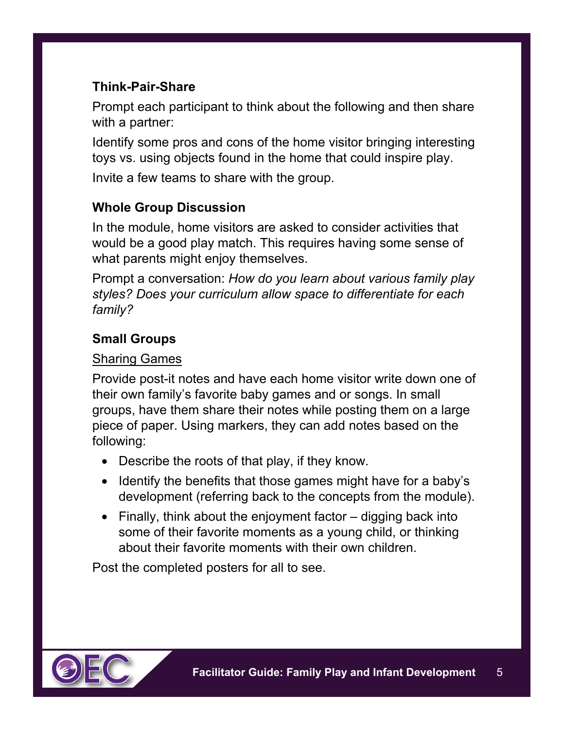### Think-Pair-Share

Prompt each participant to think about the following and then share with a partner:

Identify some pros and cons of the home visitor bringing interesting toys vs. using objects found in the home that could inspire play.

Invite a few teams to share with the group.

### Whole Group Discussion

In the module, home visitors are asked to consider activities that would be a good play match. This requires having some sense of what parents might enjoy themselves.

Prompt a conversation: *How do you learn about various family play styles? Does your curriculum allow space to differentiate for each family?*

### Small Groups

<u>Sharing Games</u>

Provide post-it notes and have each home visitor write down one of their own family's favorite baby games and or songs. In small groups, have them share their notes while posting them on a large piece of paper. Using markers, they can add notes based on the following:

- Describe the roots of that play, if they know.
- Identify the benefits that those games might have for a baby's development (referring back to the concepts from the module).
- Finally, think about the enjoyment factor – digging back into some of their favorite moments as a young child, or thinking about their favorite moments with their own children.

Post the completed posters for all to see.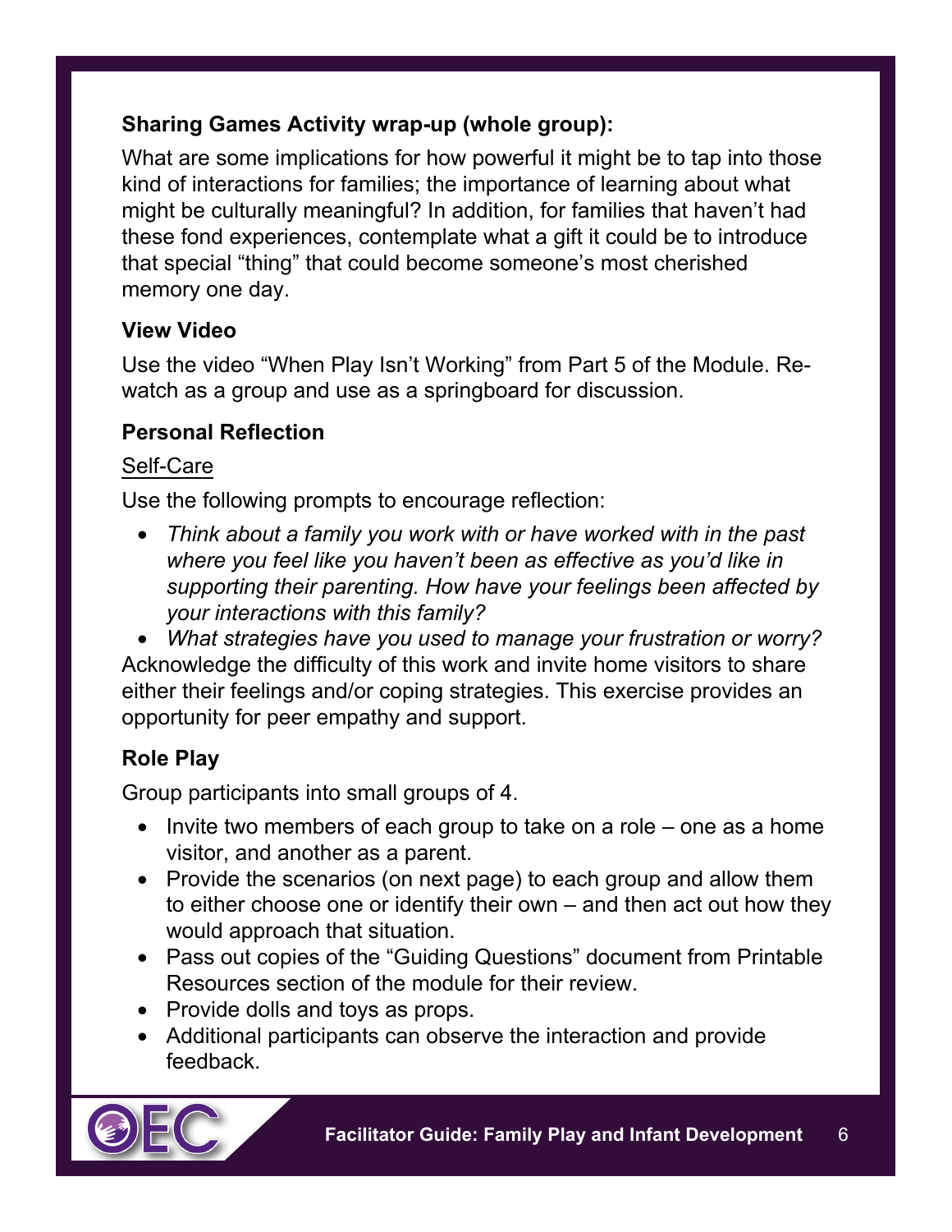**Sharing Games Activity wrap-up (whole group):**

What are some implications for how powerful it might be to tap into those kind of interactions for families; the importance of learning about what might be culturally meaningful? In addition, for families that haven't had these fond experiences, contemplate what a gift it could be to introduce that special "thing" that could become someone's most cherished memory one day.

**View Video**

Use the video "When Play Isn't Working" from Part 5 of the Module. Re-watch as a group and use as a springboard for discussion.

**Personal Reflection**

<u>Self-Care</u>

Use the following prompts to encourage reflection:

- *Think about a family you work with or have worked with in the past where you feel like you haven't been as effective as you'd like in supporting their parenting. How have your feelings been affected by your interactions with this family?*
- *What strategies have you used to manage your frustration or worry?*

Acknowledge the difficulty of this work and invite home visitors to share either their feelings and/or coping strategies. This exercise provides an opportunity for peer empathy and support.

**Role Play**

Group participants into small groups of 4.

- Invite two members of each group to take on a role – one as a home visitor, and another as a parent.
- Provide the scenarios (on next page) to each group and allow them to either choose one or identify their own – and then act out how they would approach that situation.
- Pass out copies of the "Guiding Questions" document from Printable Resources section of the module for their review.
- Provide dolls and toys as props.
- Additional participants can observe the interaction and provide feedback.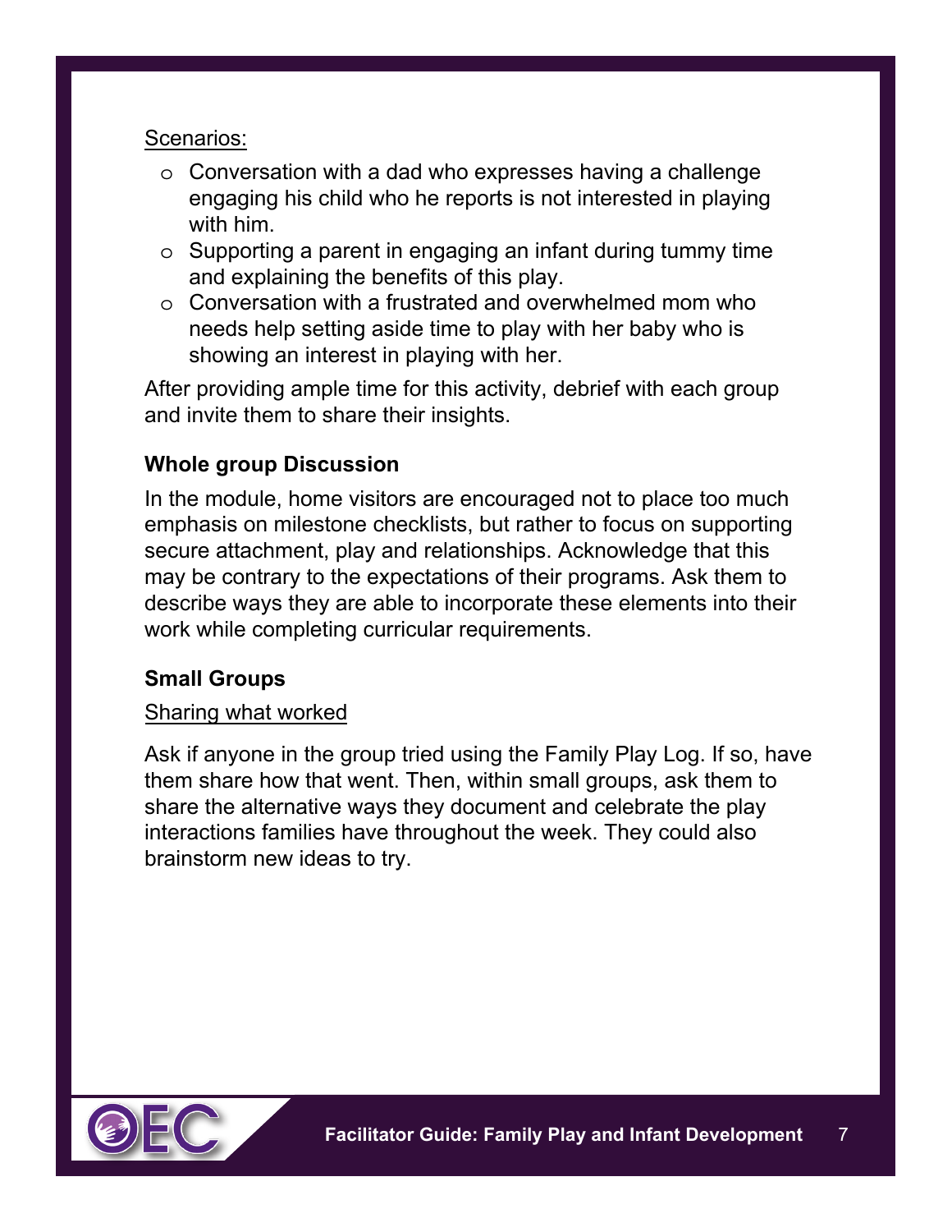Scenarios:

- Conversation with a dad who expresses having a challenge engaging his child who he reports is not interested in playing with him.
- Supporting a parent in engaging an infant during tummy time and explaining the benefits of this play.
- Conversation with a frustrated and overwhelmed mom who needs help setting aside time to play with her baby who is showing an interest in playing with her.

After providing ample time for this activity, debrief with each group and invite them to share their insights.

### Whole group Discussion

In the module, home visitors are encouraged not to place too much emphasis on milestone checklists, but rather to focus on supporting secure attachment, play and relationships. Acknowledge that this may be contrary to the expectations of their programs. Ask them to describe ways they are able to incorporate these elements into their work while completing curricular requirements.

### Small Groups

Sharing what worked

Ask if anyone in the group tried using the Family Play Log. If so, have them share how that went. Then, within small groups, ask them to share the alternative ways they document and celebrate the play interactions families have throughout the week. They could also brainstorm new ideas to try.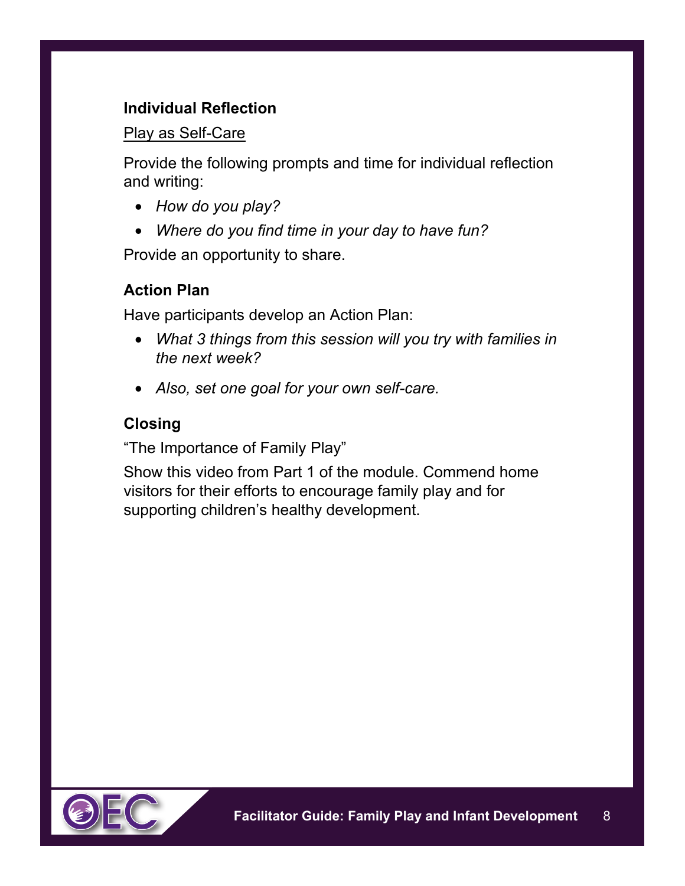### Individual Reflection

<u>Play as Self-Care</u>

Provide the following prompts and time for individual reflection and writing:

- *How do you play?*
- *Where do you find time in your day to have fun?*

Provide an opportunity to share.

### Action Plan

Have participants develop an Action Plan:

- *What 3 things from this session will you try with families in the next week?*
- *Also, set one goal for your own self-care.*

### Closing

"The Importance of Family Play"

Show this video from Part 1 of the module. Commend home visitors for their efforts to encourage family play and for supporting children's healthy development.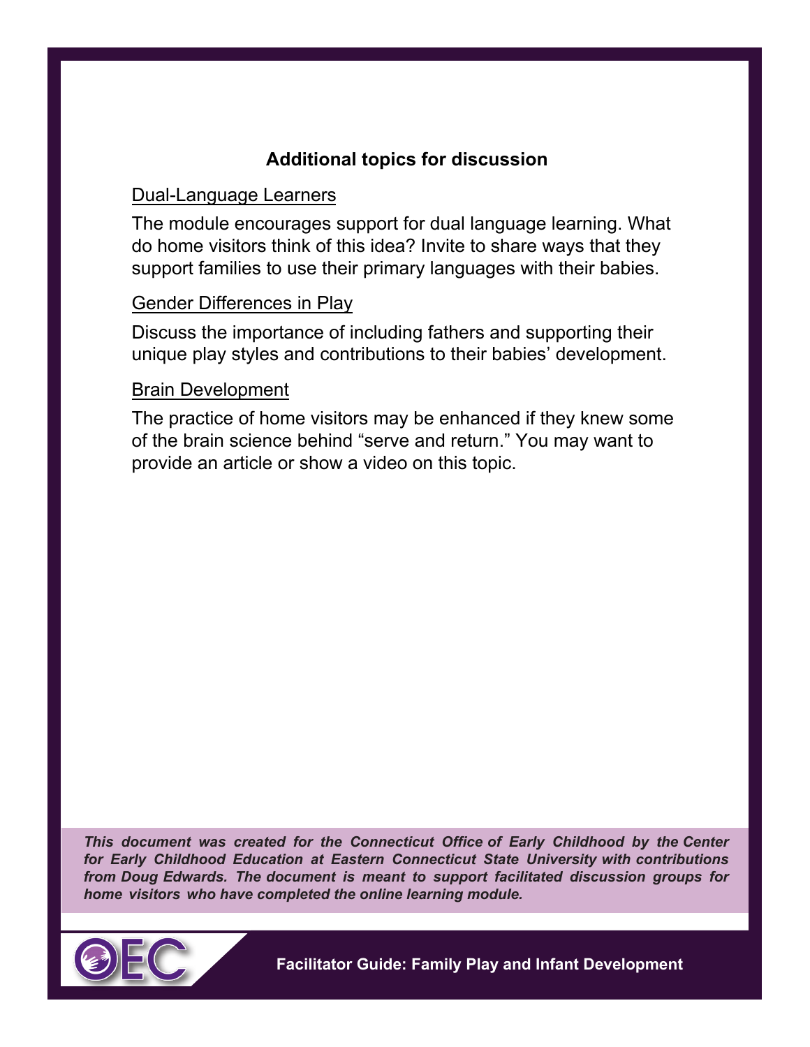## Additional topics for discussion

<u>Dual-Language Learners</u>

The module encourages support for dual language learning. What do home visitors think of this idea? Invite to share ways that they support families to use their primary languages with their babies.

<u>Gender Differences in Play</u>

Discuss the importance of including fathers and supporting their unique play styles and contributions to their babies' development.

<u>Brain Development</u>

The practice of home visitors may be enhanced if they knew some of the brain science behind "serve and return." You may want to provide an article or show a video on this topic.

***This document was created for the Connecticut Office of Early Childhood by the Center for Early Childhood Education at Eastern Connecticut State University with contributions from Doug Edwards. The document is meant to support facilitated discussion groups for home visitors who have completed the online learning module.***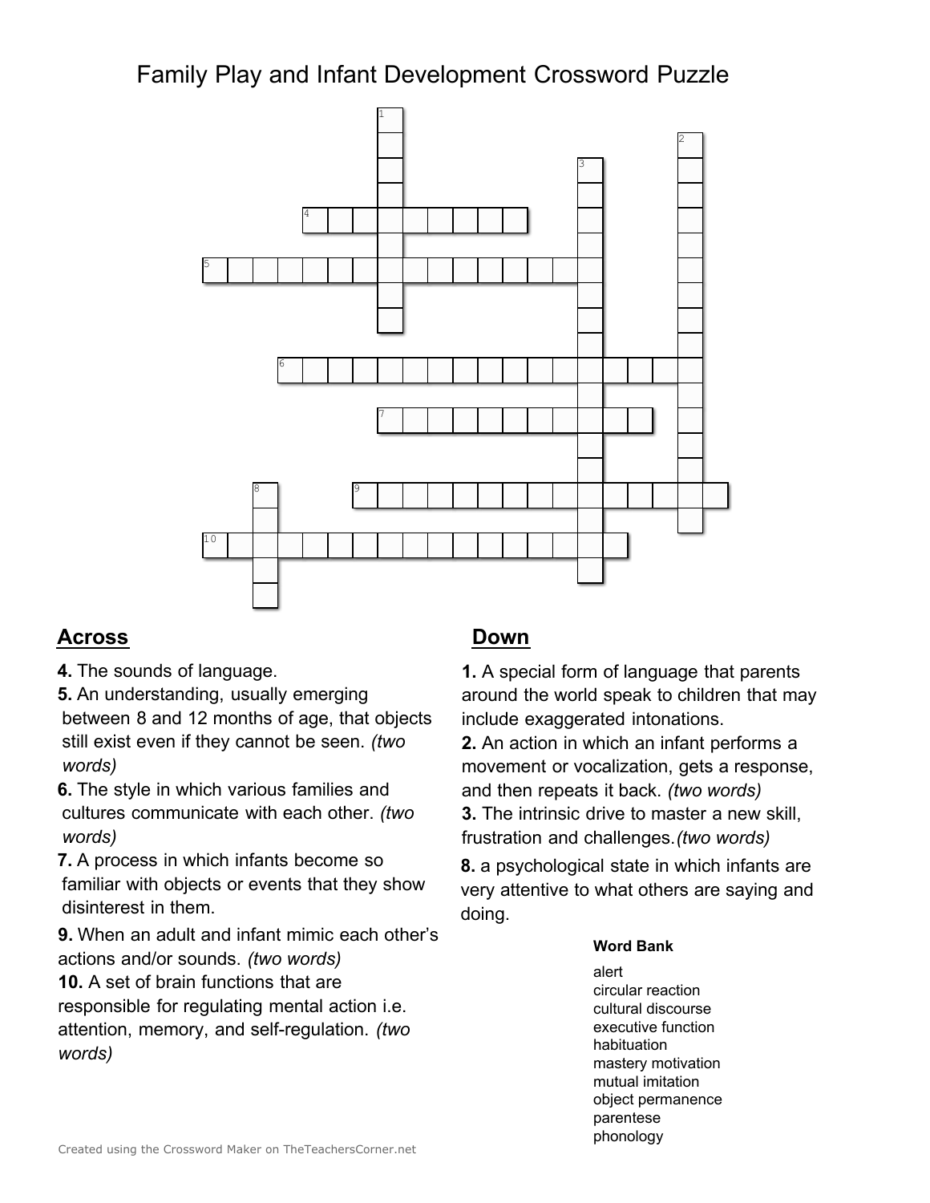# Family Play and Infant Development Crossword Puzzle

## Across

**4.** The sounds of language.

**5.** An understanding, usually emerging between 8 and 12 months of age, that objects still exist even if they cannot be seen. *(two words)*

**6.** The style in which various families and cultures communicate with each other. *(two words)*

**7.** A process in which infants become so familiar with objects or events that they show disinterest in them.

**9.** When an adult and infant mimic each other's actions and/or sounds. *(two words)*

**10.** A set of brain functions that are responsible for regulating mental action i.e. attention, memory, and self-regulation. *(two words)*

## Down

**1.** A special form of language that parents around the world speak to children that may include exaggerated intonations.

**2.** An action in which an infant performs a movement or vocalization, gets a response, and then repeats it back. *(two words)*

**3.** The intrinsic drive to master a new skill, frustration and challenges.*(two words)*

**8.** a psychological state in which infants are very attentive to what others are saying and doing.

**Word Bank**

alert
circular reaction
cultural discourse
executive function
habituation
mastery motivation
mutual imitation
object permanence
parentese
phonology

Created using the Crossword Maker on TheTeachersCorner.net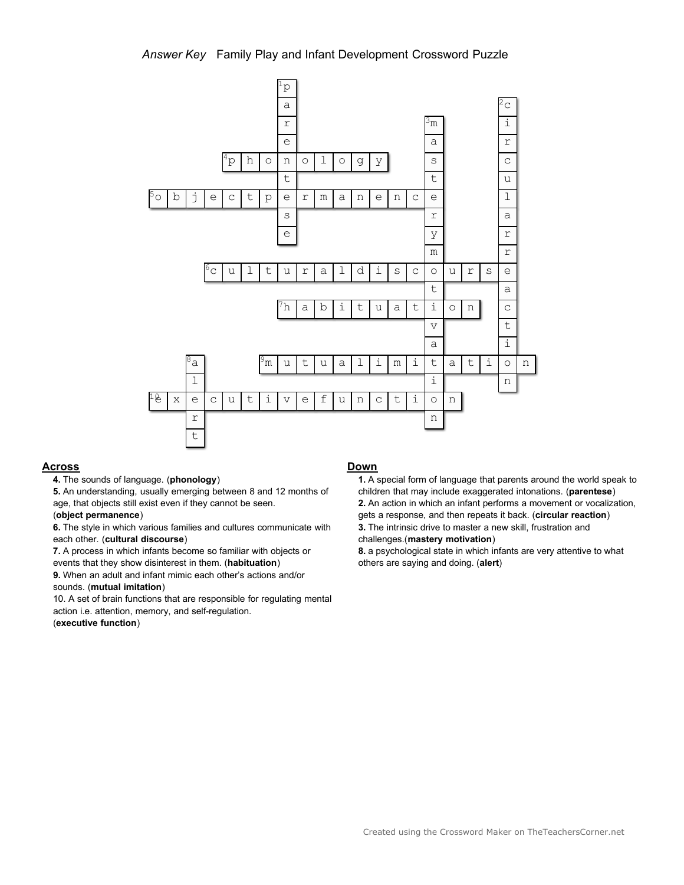*Answer Key* Family Play and Infant Development Crossword Puzzle

**Across**

**4.** The sounds of language. (**phonology**)

**5.** An understanding, usually emerging between 8 and 12 months of age, that objects still exist even if they cannot be seen. (**object permanence**)

**6.** The style in which various families and cultures communicate with each other. (**cultural discourse**)

**7.** A process in which infants become so familiar with objects or events that they show disinterest in them. (**habituation**)

**9.** When an adult and infant mimic each other's actions and/or sounds. (**mutual imitation**)

10. A set of brain functions that are responsible for regulating mental action i.e. attention, memory, and self-regulation. (**executive function**)

**Down**

**1.** A special form of language that parents around the world speak to children that may include exaggerated intonations. (**parentese**)

**2.** An action in which an infant performs a movement or vocalization, gets a response, and then repeats it back. (**circular reaction**)

**3.** The intrinsic drive to master a new skill, frustration and challenges.(**mastery motivation**)

**8.** a psychological state in which infants are very attentive to what others are saying and doing. (**alert**)

Created using the Crossword Maker on TheTeachersCorner.net